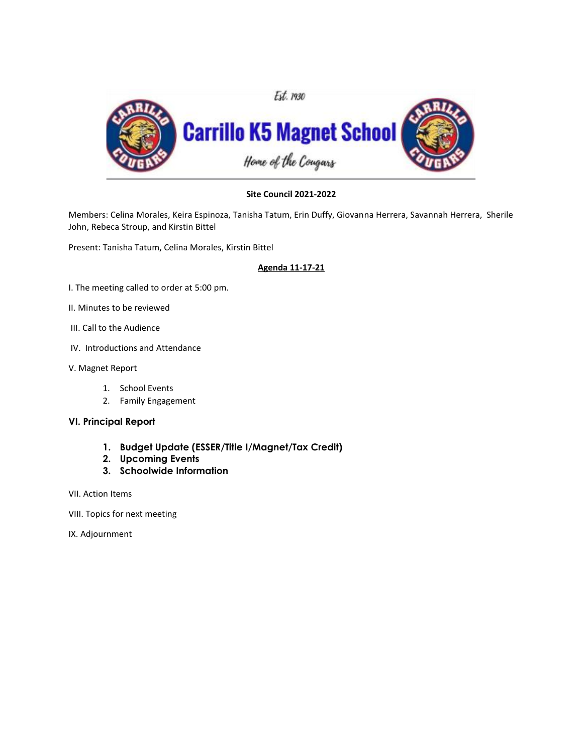Est. 1930

# Carrillo K5 Magnet School

*Home of the Cougars*

---

**Site Council 2021-2022**

Members: Celina Morales, Keira Espinoza, Tanisha Tatum, Erin Duffy, Giovanna Herrera, Savannah Herrera, Sherile John, Rebeca Stroup, and Kirstin Bittel

Present: Tanisha Tatum, Celina Morales, Kirstin Bittel

**Agenda 11-17-21**

I. The meeting called to order at 5:00 pm.

II. Minutes to be reviewed

III. Call to the Audience

IV. Introductions and Attendance

V. Magnet Report

1. School Events
2. Family Engagement

**VI. Principal Report**

1. **Budget Update (ESSER/Title I/Magnet/Tax Credit)**
2. **Upcoming Events**
3. **Schoolwide Information**

VII. Action Items

VIII. Topics for next meeting

IX. Adjournment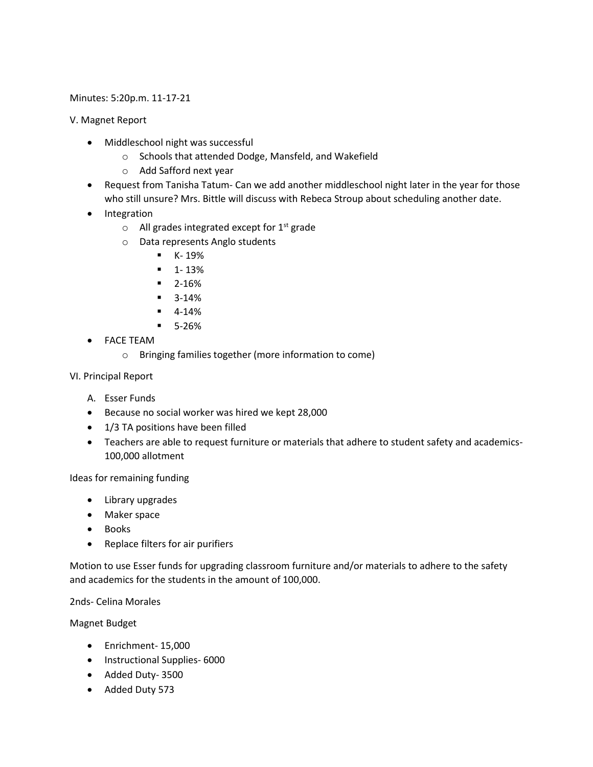Minutes: 5:20p.m. 11-17-21

V. Magnet Report

- Middleschool night was successful
  - Schools that attended Dodge, Mansfeld, and Wakefield
  - Add Safford next year
- Request from Tanisha Tatum- Can we add another middleschool night later in the year for those who still unsure? Mrs. Bittle will discuss with Rebeca Stroup about scheduling another date.
- Integration
  - All grades integrated except for 1st grade
  - Data represents Anglo students
    - K- 19%
    - 1- 13%
    - 2-16%
    - 3-14%
    - 4-14%
    - 5-26%
- FACE TEAM
  - Bringing families together (more information to come)

VI. Principal Report

A. Esser Funds

- Because no social worker was hired we kept 28,000
- 1/3 TA positions have been filled
- Teachers are able to request furniture or materials that adhere to student safety and academics- 100,000 allotment

Ideas for remaining funding

- Library upgrades
- Maker space
- Books
- Replace filters for air purifiers

Motion to use Esser funds for upgrading classroom furniture and/or materials to adhere to the safety and academics for the students in the amount of 100,000.

2nds- Celina Morales

Magnet Budget

- Enrichment- 15,000
- Instructional Supplies- 6000
- Added Duty- 3500
- Added Duty 573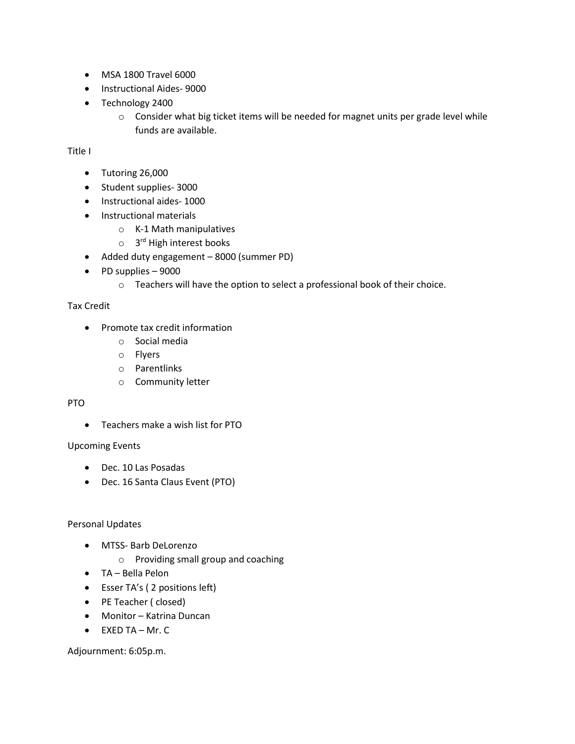- MSA 1800 Travel 6000
- Instructional Aides- 9000
- Technology 2400
  - Consider what big ticket items will be needed for magnet units per grade level while funds are available.

Title I

- Tutoring 26,000
- Student supplies- 3000
- Instructional aides- 1000
- Instructional materials
  - K-1 Math manipulatives
  - 3rd High interest books
- Added duty engagement – 8000 (summer PD)
- PD supplies – 9000
  - Teachers will have the option to select a professional book of their choice.

Tax Credit

- Promote tax credit information
  - Social media
  - Flyers
  - Parentlinks
  - Community letter

PTO

- Teachers make a wish list for PTO

Upcoming Events

- Dec. 10 Las Posadas
- Dec. 16 Santa Claus Event (PTO)

Personal Updates

- MTSS- Barb DeLorenzo
  - Providing small group and coaching
- TA – Bella Pelon
- Esser TA's ( 2 positions left)
- PE Teacher ( closed)
- Monitor – Katrina Duncan
- EXED TA – Mr. C

Adjournment: 6:05p.m.